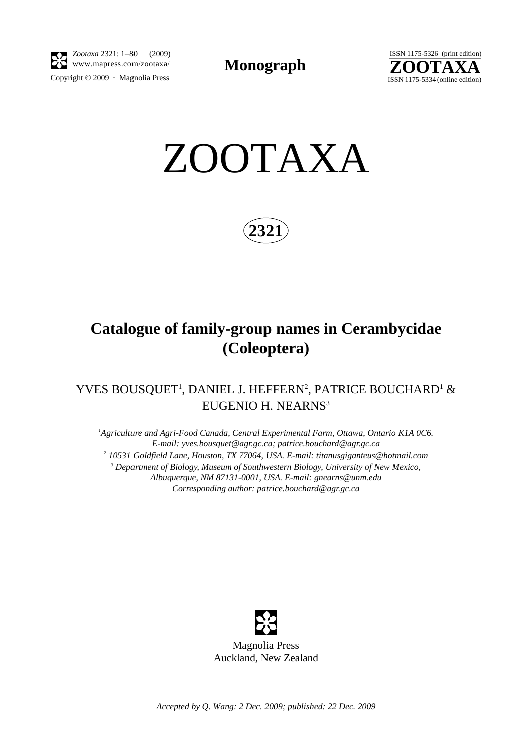**Monograph**

# ZOOTAXA

**2321**

## Catalogue of family-group names in Cerambycidae (Coleoptera)

YVES BOUSQUET[1], DANIEL J. HEFFERN[2], PATRICE BOUCHARD[1] & EUGENIO H. NEARNS[3]

*[1]Agriculture and Agri-Food Canada, Central Experimental Farm, Ottawa, Ontario K1A 0C6. E-mail: yves.bousquet@agr.gc.ca; patrice.bouchard@agr.gc.ca*
*[2] 10531 Goldfield Lane, Houston, TX 77064, USA. E-mail: titanusgiganteus@hotmail.com*
*[3] Department of Biology, Museum of Southwestern Biology, University of New Mexico, Albuquerque, NM 87131-0001, USA. E-mail: gnearns@unm.edu*
*Corresponding author: patrice.bouchard@agr.gc.ca*

Magnolia Press
Auckland, New Zealand

*Accepted by Q. Wang: 2 Dec. 2009; published: 22 Dec. 2009*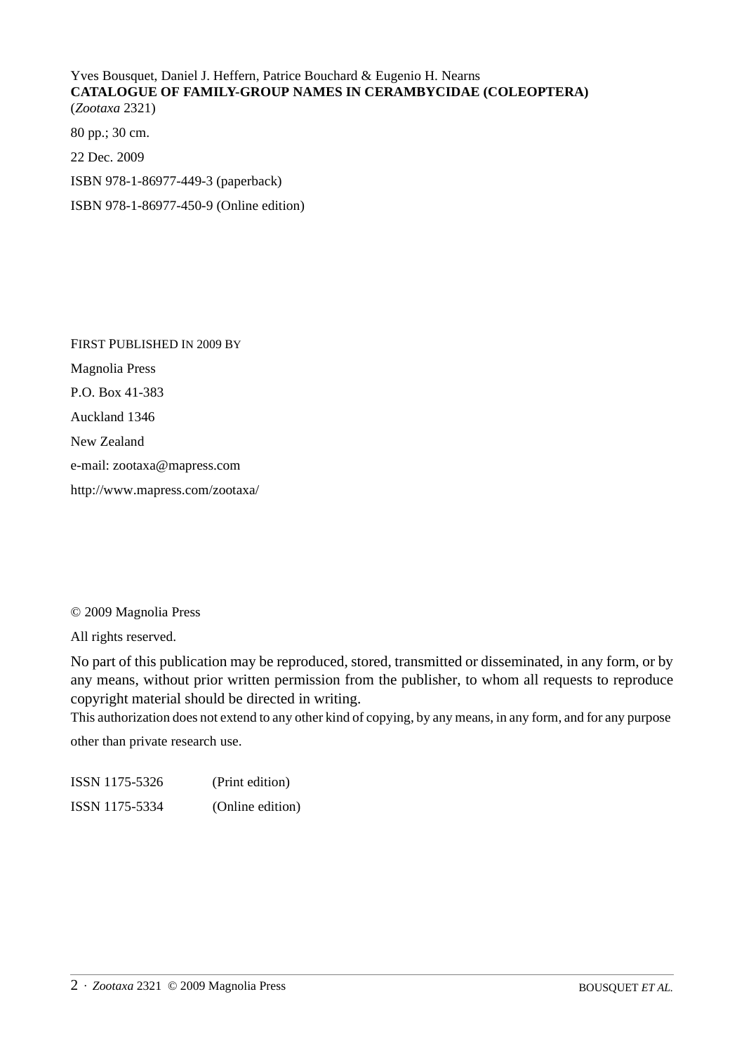Yves Bousquet, Daniel J. Heffern, Patrice Bouchard & Eugenio H. Nearns
**CATALOGUE OF FAMILY-GROUP NAMES IN CERAMBYCIDAE (COLEOPTERA)**
(*Zootaxa* 2321)

80 pp.; 30 cm.

22 Dec. 2009

ISBN 978-1-86977-449-3 (paperback)

ISBN 978-1-86977-450-9 (Online edition)

FIRST PUBLISHED IN 2009 BY

Magnolia Press

P.O. Box 41-383

Auckland 1346

New Zealand

e-mail: zootaxa@mapress.com

http://www.mapress.com/zootaxa/

© 2009 Magnolia Press

All rights reserved.

No part of this publication may be reproduced, stored, transmitted or disseminated, in any form, or by any means, without prior written permission from the publisher, to whom all requests to reproduce copyright material should be directed in writing.
This authorization does not extend to any other kind of copying, by any means, in any form, and for any purpose other than private research use.

ISSN 1175-5326 (Print edition)

ISSN 1175-5334 (Online edition)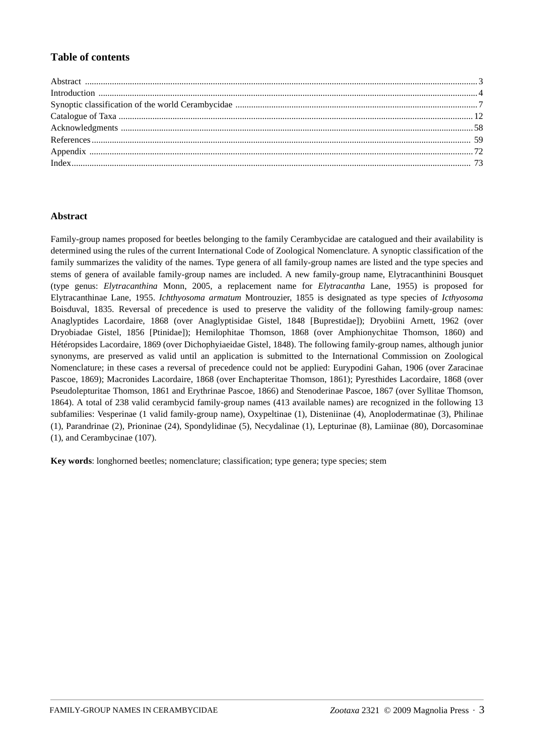## Table of contents

| | |
|---|---|
| Abstract | 3 |
| Introduction | 4 |
| Synoptic classification of the world Cerambycidae | 7 |
| Catalogue of Taxa | 12 |
| Acknowledgments | 58 |
| References | 59 |
| Appendix | 72 |
| Index | 73 |

## Abstract

Family-group names proposed for beetles belonging to the family Cerambycidae are catalogued and their availability is determined using the rules of the current International Code of Zoological Nomenclature. A synoptic classification of the family summarizes the validity of the names. Type genera of all family-group names are listed and the type species and stems of genera of available family-group names are included. A new family-group name, Elytracanthinini Bousquet (type genus: *Elytracanthina* Monn, 2005, a replacement name for *Elytracantha* Lane, 1955) is proposed for Elytracanthinae Lane, 1955. *Ichthyosoma armatum* Montrouzier, 1855 is designated as type species of *Icthyosoma* Boisduval, 1835. Reversal of precedence is used to preserve the validity of the following family-group names: Anaglyptides Lacordaire, 1868 (over Anaglyptisidae Gistel, 1848 [Buprestidae]); Dryobiini Arnett, 1962 (over Dryobiadae Gistel, 1856 [Ptinidae]); Hemilophitae Thomson, 1868 (over Amphionychitae Thomson, 1860) and Hétéropsides Lacordaire, 1869 (over Dichophyiaeidae Gistel, 1848). The following family-group names, although junior synonyms, are preserved as valid until an application is submitted to the International Commission on Zoological Nomenclature; in these cases a reversal of precedence could not be applied: Eurypodini Gahan, 1906 (over Zaracinae Pascoe, 1869); Macronides Lacordaire, 1868 (over Enchapteritae Thomson, 1861); Pyresthides Lacordaire, 1868 (over Pseudolepturitae Thomson, 1861 and Erythrinae Pascoe, 1866) and Stenoderinae Pascoe, 1867 (over Syllitae Thomson, 1864). A total of 238 valid cerambycid family-group names (413 available names) are recognized in the following 13 subfamilies: Vesperinae (1 valid family-group name), Oxypeltinae (1), Disteniinae (4), Anoplodermatinae (3), Philinae (1), Parandrinae (2), Prioninae (24), Spondylidinae (5), Necydalinae (1), Lepturinae (8), Lamiinae (80), Dorcasominae (1), and Cerambycinae (107).

**Key words**: longhorned beetles; nomenclature; classification; type genera; type species; stem